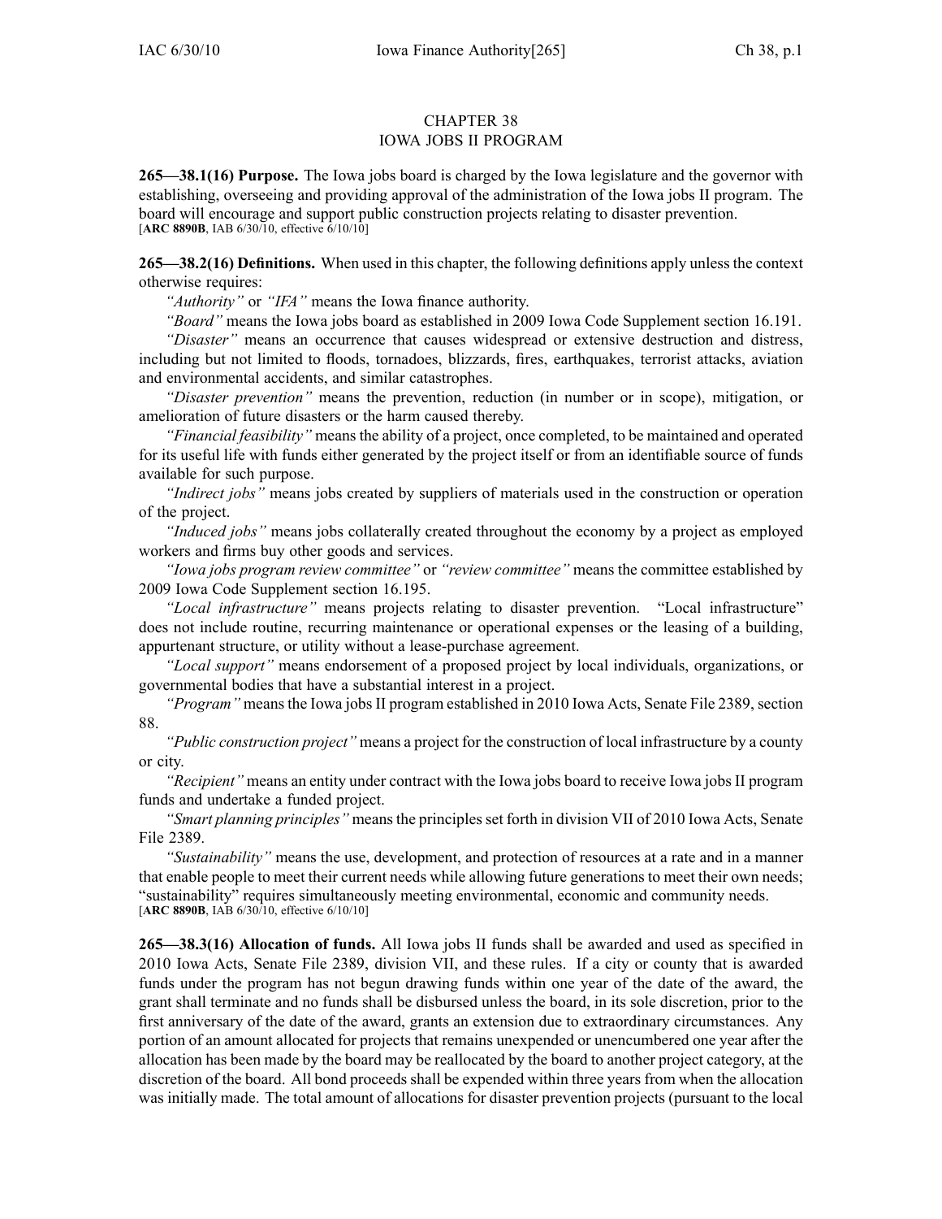# CHAPTER 38
# IOWA JOBS II PROGRAM

**265—38.1(16) Purpose.** The Iowa jobs board is charged by the Iowa legislature and the governor with establishing, overseeing and providing approval of the administration of the Iowa jobs II program. The board will encourage and support public construction projects relating to disaster prevention.
[**ARC 8890B**, IAB 6/30/10, effective 6/10/10]

**265—38.2(16) Definitions.** When used in this chapter, the following definitions apply unless the context otherwise requires:

*"Authority"* or *"IFA"* means the Iowa finance authority.

*"Board"* means the Iowa jobs board as established in 2009 Iowa Code Supplement section 16.191.

*"Disaster"* means an occurrence that causes widespread or extensive destruction and distress, including but not limited to floods, tornadoes, blizzards, fires, earthquakes, terrorist attacks, aviation and environmental accidents, and similar catastrophes.

*"Disaster prevention"* means the prevention, reduction (in number or in scope), mitigation, or amelioration of future disasters or the harm caused thereby.

*"Financial feasibility"* means the ability of a project, once completed, to be maintained and operated for its useful life with funds either generated by the project itself or from an identifiable source of funds available for such purpose.

*"Indirect jobs"* means jobs created by suppliers of materials used in the construction or operation of the project.

*"Induced jobs"* means jobs collaterally created throughout the economy by a project as employed workers and firms buy other goods and services.

*"Iowa jobs program review committee"* or *"review committee"* means the committee established by 2009 Iowa Code Supplement section 16.195.

*"Local infrastructure"* means projects relating to disaster prevention. "Local infrastructure" does not include routine, recurring maintenance or operational expenses or the leasing of a building, appurtenant structure, or utility without a lease-purchase agreement.

*"Local support"* means endorsement of a proposed project by local individuals, organizations, or governmental bodies that have a substantial interest in a project.

*"Program"* means the Iowa jobs II program established in 2010 Iowa Acts, Senate File 2389, section 88.

*"Public construction project"* means a project for the construction of local infrastructure by a county or city.

*"Recipient"* means an entity under contract with the Iowa jobs board to receive Iowa jobs II program funds and undertake a funded project.

*"Smart planning principles"* means the principles set forth in division VII of 2010 Iowa Acts, Senate File 2389.

*"Sustainability"* means the use, development, and protection of resources at a rate and in a manner that enable people to meet their current needs while allowing future generations to meet their own needs; "sustainability" requires simultaneously meeting environmental, economic and community needs.
[**ARC 8890B**, IAB 6/30/10, effective 6/10/10]

**265—38.3(16) Allocation of funds.** All Iowa jobs II funds shall be awarded and used as specified in 2010 Iowa Acts, Senate File 2389, division VII, and these rules. If a city or county that is awarded funds under the program has not begun drawing funds within one year of the date of the award, the grant shall terminate and no funds shall be disbursed unless the board, in its sole discretion, prior to the first anniversary of the date of the award, grants an extension due to extraordinary circumstances. Any portion of an amount allocated for projects that remains unexpended or unencumbered one year after the allocation has been made by the board may be reallocated by the board to another project category, at the discretion of the board. All bond proceeds shall be expended within three years from when the allocation was initially made. The total amount of allocations for disaster prevention projects (pursuant to the local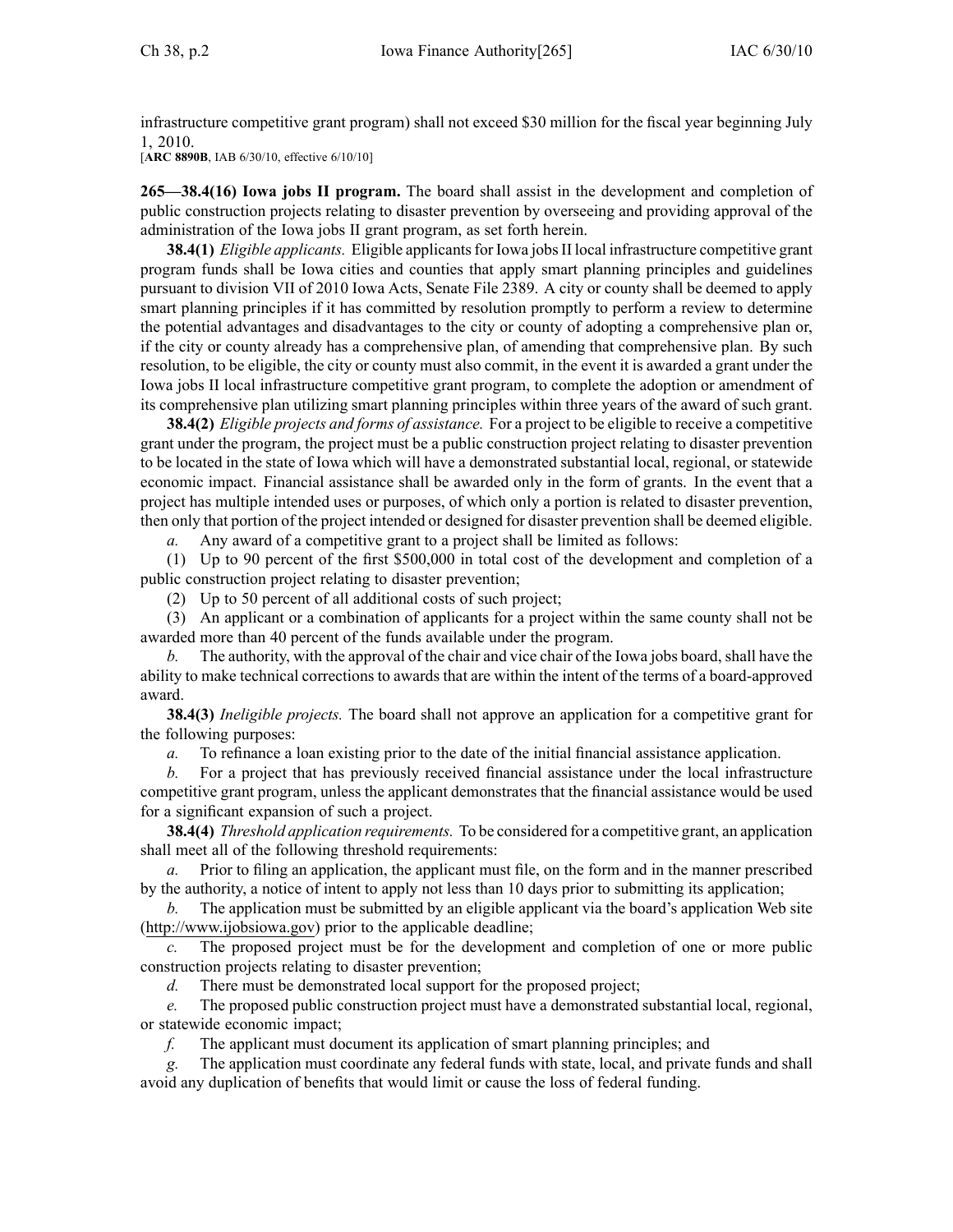infrastructure competitive grant program) shall not exceed $30 million for the fiscal year beginning July 1, 2010.
[**ARC 8890B**, IAB 6/30/10, effective 6/10/10]

**265—38.4(16) Iowa jobs II program.** The board shall assist in the development and completion of public construction projects relating to disaster prevention by overseeing and providing approval of the administration of the Iowa jobs II grant program, as set forth herein.

**38.4(1)** *Eligible applicants.* Eligible applicants for Iowa jobs II local infrastructure competitive grant program funds shall be Iowa cities and counties that apply smart planning principles and guidelines pursuant to division VII of 2010 Iowa Acts, Senate File 2389. A city or county shall be deemed to apply smart planning principles if it has committed by resolution promptly to perform a review to determine the potential advantages and disadvantages to the city or county of adopting a comprehensive plan or, if the city or county already has a comprehensive plan, of amending that comprehensive plan. By such resolution, to be eligible, the city or county must also commit, in the event it is awarded a grant under the Iowa jobs II local infrastructure competitive grant program, to complete the adoption or amendment of its comprehensive plan utilizing smart planning principles within three years of the award of such grant.

**38.4(2)** *Eligible projects and forms of assistance.* For a project to be eligible to receive a competitive grant under the program, the project must be a public construction project relating to disaster prevention to be located in the state of Iowa which will have a demonstrated substantial local, regional, or statewide economic impact. Financial assistance shall be awarded only in the form of grants. In the event that a project has multiple intended uses or purposes, of which only a portion is related to disaster prevention, then only that portion of the project intended or designed for disaster prevention shall be deemed eligible.

*a.* Any award of a competitive grant to a project shall be limited as follows:

(1) Up to 90 percent of the first $500,000 in total cost of the development and completion of a public construction project relating to disaster prevention;

(2) Up to 50 percent of all additional costs of such project;

(3) An applicant or a combination of applicants for a project within the same county shall not be awarded more than 40 percent of the funds available under the program.

*b.* The authority, with the approval of the chair and vice chair of the Iowa jobs board, shall have the ability to make technical corrections to awards that are within the intent of the terms of a board-approved award.

**38.4(3)** *Ineligible projects.* The board shall not approve an application for a competitive grant for the following purposes:

*a.* To refinance a loan existing prior to the date of the initial financial assistance application.

*b.* For a project that has previously received financial assistance under the local infrastructure competitive grant program, unless the applicant demonstrates that the financial assistance would be used for a significant expansion of such a project.

**38.4(4)** *Threshold application requirements.* To be considered for a competitive grant, an application shall meet all of the following threshold requirements:

*a.* Prior to filing an application, the applicant must file, on the form and in the manner prescribed by the authority, a notice of intent to apply not less than 10 days prior to submitting its application;

*b.* The application must be submitted by an eligible applicant via the board's application Web site (http://www.ijobsiowa.gov) prior to the applicable deadline;

*c.* The proposed project must be for the development and completion of one or more public construction projects relating to disaster prevention;

*d.* There must be demonstrated local support for the proposed project;

*e.* The proposed public construction project must have a demonstrated substantial local, regional, or statewide economic impact;

*f.* The applicant must document its application of smart planning principles; and

*g.* The application must coordinate any federal funds with state, local, and private funds and shall avoid any duplication of benefits that would limit or cause the loss of federal funding.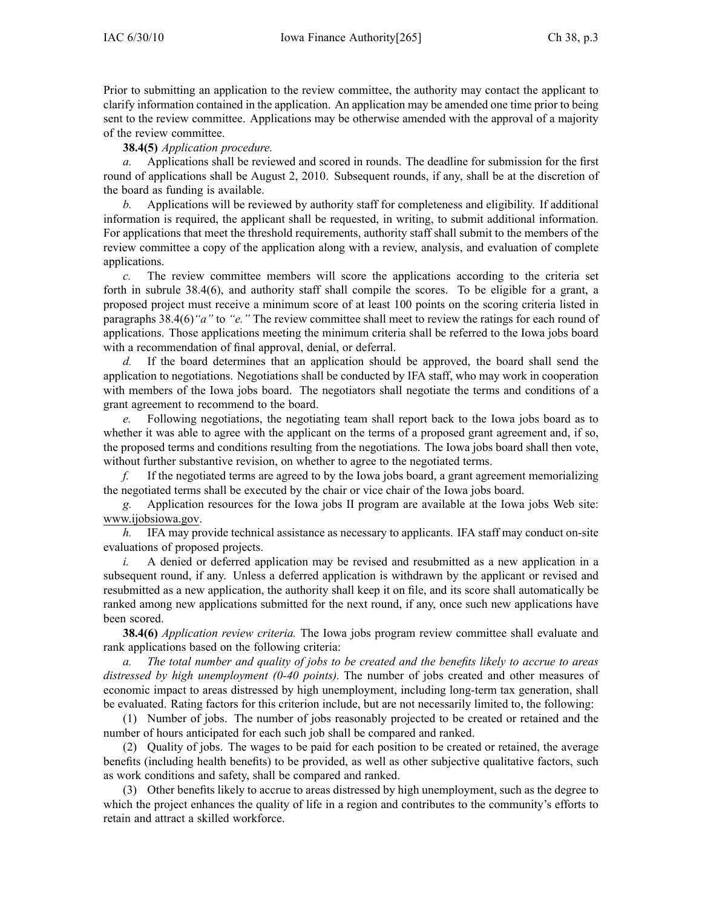Prior to submitting an application to the review committee, the authority may contact the applicant to clarify information contained in the application. An application may be amended one time prior to being sent to the review committee. Applications may be otherwise amended with the approval of a majority of the review committee.

**38.4(5)** *Application procedure.*

*a.* Applications shall be reviewed and scored in rounds. The deadline for submission for the first round of applications shall be August 2, 2010. Subsequent rounds, if any, shall be at the discretion of the board as funding is available.

*b.* Applications will be reviewed by authority staff for completeness and eligibility. If additional information is required, the applicant shall be requested, in writing, to submit additional information. For applications that meet the threshold requirements, authority staff shall submit to the members of the review committee a copy of the application along with a review, analysis, and evaluation of complete applications.

*c.* The review committee members will score the applications according to the criteria set forth in subrule 38.4(6), and authority staff shall compile the scores. To be eligible for a grant, a proposed project must receive a minimum score of at least 100 points on the scoring criteria listed in paragraphs 38.4(6)*"a"* to *"e."* The review committee shall meet to review the ratings for each round of applications. Those applications meeting the minimum criteria shall be referred to the Iowa jobs board with a recommendation of final approval, denial, or deferral.

*d.* If the board determines that an application should be approved, the board shall send the application to negotiations. Negotiations shall be conducted by IFA staff, who may work in cooperation with members of the Iowa jobs board. The negotiators shall negotiate the terms and conditions of a grant agreement to recommend to the board.

*e.* Following negotiations, the negotiating team shall report back to the Iowa jobs board as to whether it was able to agree with the applicant on the terms of a proposed grant agreement and, if so, the proposed terms and conditions resulting from the negotiations. The Iowa jobs board shall then vote, without further substantive revision, on whether to agree to the negotiated terms.

*f.* If the negotiated terms are agreed to by the Iowa jobs board, a grant agreement memorializing the negotiated terms shall be executed by the chair or vice chair of the Iowa jobs board.

*g.* Application resources for the Iowa jobs II program are available at the Iowa jobs Web site: www.ijobsiowa.gov.

*h.* IFA may provide technical assistance as necessary to applicants. IFA staff may conduct on-site evaluations of proposed projects.

*i.* A denied or deferred application may be revised and resubmitted as a new application in a subsequent round, if any. Unless a deferred application is withdrawn by the applicant or revised and resubmitted as a new application, the authority shall keep it on file, and its score shall automatically be ranked among new applications submitted for the next round, if any, once such new applications have been scored.

**38.4(6)** *Application review criteria.* The Iowa jobs program review committee shall evaluate and rank applications based on the following criteria:

*a. The total number and quality of jobs to be created and the benefits likely to accrue to areas distressed by high unemployment (0-40 points).* The number of jobs created and other measures of economic impact to areas distressed by high unemployment, including long-term tax generation, shall be evaluated. Rating factors for this criterion include, but are not necessarily limited to, the following:

(1) Number of jobs. The number of jobs reasonably projected to be created or retained and the number of hours anticipated for each such job shall be compared and ranked.

(2) Quality of jobs. The wages to be paid for each position to be created or retained, the average benefits (including health benefits) to be provided, as well as other subjective qualitative factors, such as work conditions and safety, shall be compared and ranked.

(3) Other benefits likely to accrue to areas distressed by high unemployment, such as the degree to which the project enhances the quality of life in a region and contributes to the community's efforts to retain and attract a skilled workforce.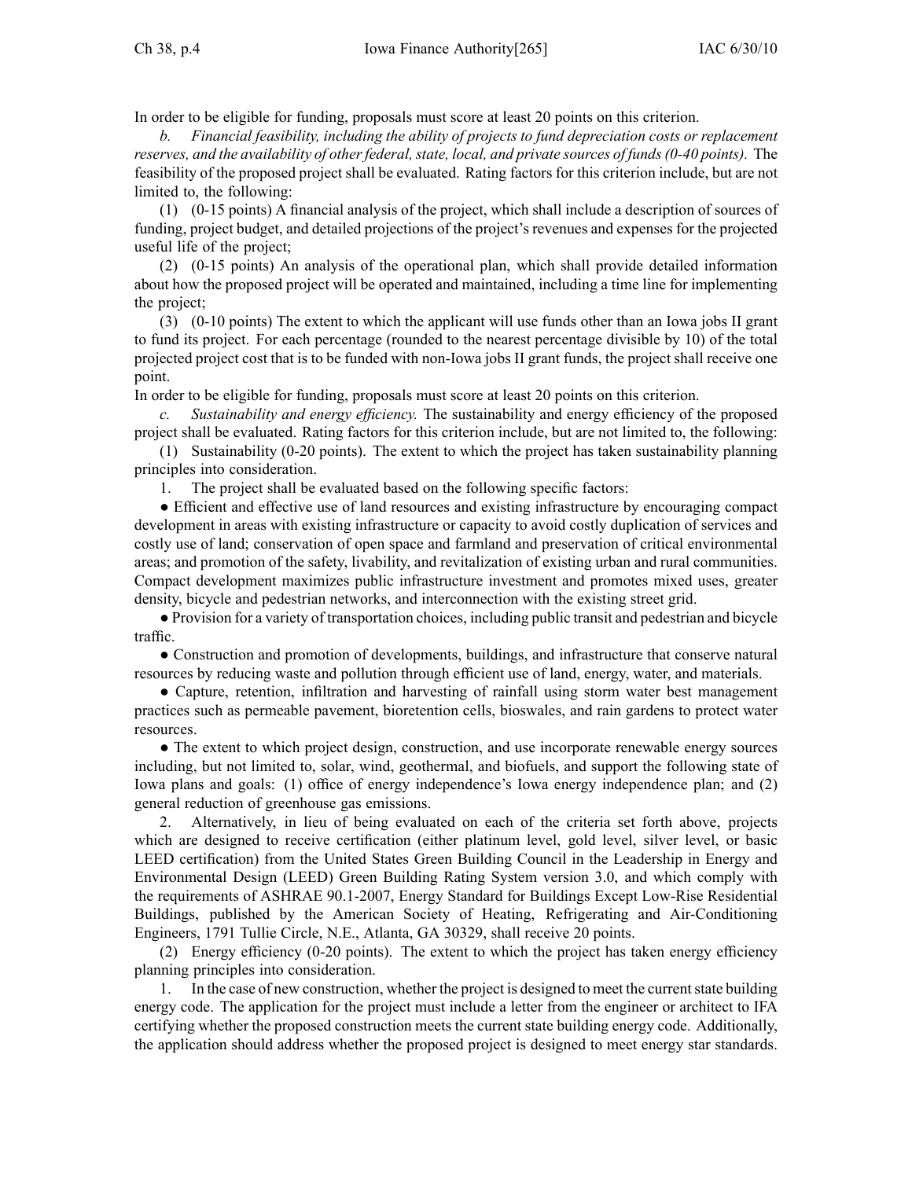In order to be eligible for funding, proposals must score at least 20 points on this criterion.

*b. Financial feasibility, including the ability of projects to fund depreciation costs or replacement reserves, and the availability of other federal, state, local, and private sources of funds (0-40 points).* The feasibility of the proposed project shall be evaluated. Rating factors for this criterion include, but are not limited to, the following:

(1) (0-15 points) A financial analysis of the project, which shall include a description of sources of funding, project budget, and detailed projections of the project's revenues and expenses for the projected useful life of the project;

(2) (0-15 points) An analysis of the operational plan, which shall provide detailed information about how the proposed project will be operated and maintained, including a time line for implementing the project;

(3) (0-10 points) The extent to which the applicant will use funds other than an Iowa jobs II grant to fund its project. For each percentage (rounded to the nearest percentage divisible by 10) of the total projected project cost that is to be funded with non-Iowa jobs II grant funds, the project shall receive one point.

In order to be eligible for funding, proposals must score at least 20 points on this criterion.

*c. Sustainability and energy efficiency.* The sustainability and energy efficiency of the proposed project shall be evaluated. Rating factors for this criterion include, but are not limited to, the following:

(1) Sustainability (0-20 points). The extent to which the project has taken sustainability planning principles into consideration.

1. The project shall be evaluated based on the following specific factors:

● Efficient and effective use of land resources and existing infrastructure by encouraging compact development in areas with existing infrastructure or capacity to avoid costly duplication of services and costly use of land; conservation of open space and farmland and preservation of critical environmental areas; and promotion of the safety, livability, and revitalization of existing urban and rural communities. Compact development maximizes public infrastructure investment and promotes mixed uses, greater density, bicycle and pedestrian networks, and interconnection with the existing street grid.

● Provision for a variety of transportation choices, including public transit and pedestrian and bicycle traffic.

● Construction and promotion of developments, buildings, and infrastructure that conserve natural resources by reducing waste and pollution through efficient use of land, energy, water, and materials.

● Capture, retention, infiltration and harvesting of rainfall using storm water best management practices such as permeable pavement, bioretention cells, bioswales, and rain gardens to protect water resources.

● The extent to which project design, construction, and use incorporate renewable energy sources including, but not limited to, solar, wind, geothermal, and biofuels, and support the following state of Iowa plans and goals: (1) office of energy independence's Iowa energy independence plan; and (2) general reduction of greenhouse gas emissions.

2. Alternatively, in lieu of being evaluated on each of the criteria set forth above, projects which are designed to receive certification (either platinum level, gold level, silver level, or basic LEED certification) from the United States Green Building Council in the Leadership in Energy and Environmental Design (LEED) Green Building Rating System version 3.0, and which comply with the requirements of ASHRAE 90.1-2007, Energy Standard for Buildings Except Low-Rise Residential Buildings, published by the American Society of Heating, Refrigerating and Air-Conditioning Engineers, 1791 Tullie Circle, N.E., Atlanta, GA 30329, shall receive 20 points.

(2) Energy efficiency (0-20 points). The extent to which the project has taken energy efficiency planning principles into consideration.

1. In the case of new construction, whether the project is designed to meet the current state building energy code. The application for the project must include a letter from the engineer or architect to IFA certifying whether the proposed construction meets the current state building energy code. Additionally, the application should address whether the proposed project is designed to meet energy star standards.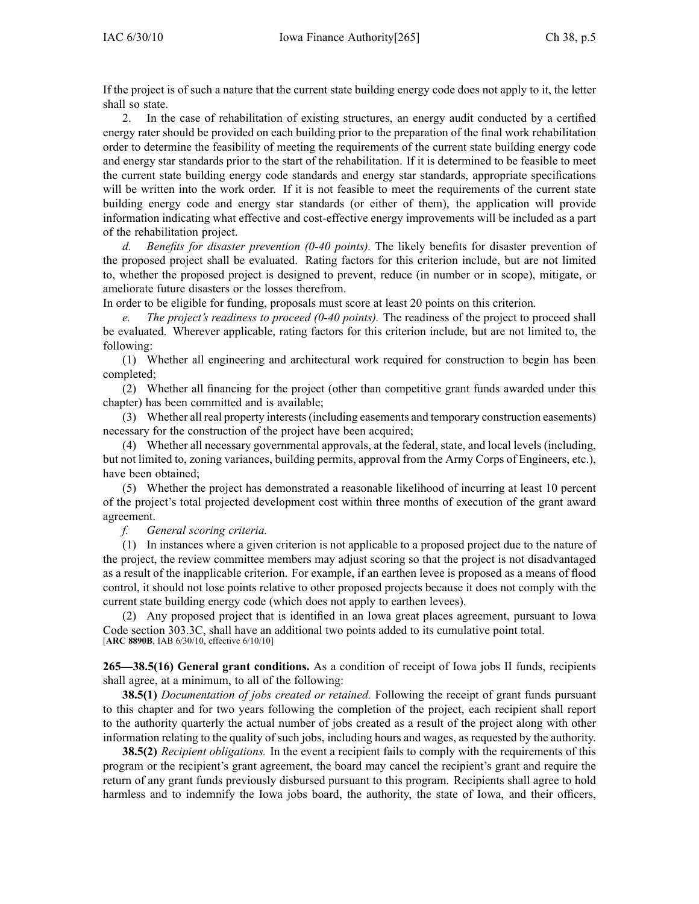If the project is of such a nature that the current state building energy code does not apply to it, the letter shall so state.

2. In the case of rehabilitation of existing structures, an energy audit conducted by a certified energy rater should be provided on each building prior to the preparation of the final work rehabilitation order to determine the feasibility of meeting the requirements of the current state building energy code and energy star standards prior to the start of the rehabilitation. If it is determined to be feasible to meet the current state building energy code standards and energy star standards, appropriate specifications will be written into the work order. If it is not feasible to meet the requirements of the current state building energy code and energy star standards (or either of them), the application will provide information indicating what effective and cost-effective energy improvements will be included as a part of the rehabilitation project.

*d. Benefits for disaster prevention (0-40 points).* The likely benefits for disaster prevention of the proposed project shall be evaluated. Rating factors for this criterion include, but are not limited to, whether the proposed project is designed to prevent, reduce (in number or in scope), mitigate, or ameliorate future disasters or the losses therefrom.

In order to be eligible for funding, proposals must score at least 20 points on this criterion.

*e. The project's readiness to proceed (0-40 points).* The readiness of the project to proceed shall be evaluated. Wherever applicable, rating factors for this criterion include, but are not limited to, the following:

(1) Whether all engineering and architectural work required for construction to begin has been completed;

(2) Whether all financing for the project (other than competitive grant funds awarded under this chapter) has been committed and is available;

(3) Whether all real property interests (including easements and temporary construction easements) necessary for the construction of the project have been acquired;

(4) Whether all necessary governmental approvals, at the federal, state, and local levels (including, but not limited to, zoning variances, building permits, approval from the Army Corps of Engineers, etc.), have been obtained;

(5) Whether the project has demonstrated a reasonable likelihood of incurring at least 10 percent of the project's total projected development cost within three months of execution of the grant award agreement.

*f. General scoring criteria.*

(1) In instances where a given criterion is not applicable to a proposed project due to the nature of the project, the review committee members may adjust scoring so that the project is not disadvantaged as a result of the inapplicable criterion. For example, if an earthen levee is proposed as a means of flood control, it should not lose points relative to other proposed projects because it does not comply with the current state building energy code (which does not apply to earthen levees).

(2) Any proposed project that is identified in an Iowa great places agreement, pursuant to Iowa Code section 303.3C, shall have an additional two points added to its cumulative point total.

[**ARC 8890B**, IAB 6/30/10, effective 6/10/10]

**265—38.5(16) General grant conditions.** As a condition of receipt of Iowa jobs II funds, recipients shall agree, at a minimum, to all of the following:

**38.5(1)** *Documentation of jobs created or retained.* Following the receipt of grant funds pursuant to this chapter and for two years following the completion of the project, each recipient shall report to the authority quarterly the actual number of jobs created as a result of the project along with other information relating to the quality of such jobs, including hours and wages, as requested by the authority.

**38.5(2)** *Recipient obligations.* In the event a recipient fails to comply with the requirements of this program or the recipient's grant agreement, the board may cancel the recipient's grant and require the return of any grant funds previously disbursed pursuant to this program. Recipients shall agree to hold harmless and to indemnify the Iowa jobs board, the authority, the state of Iowa, and their officers,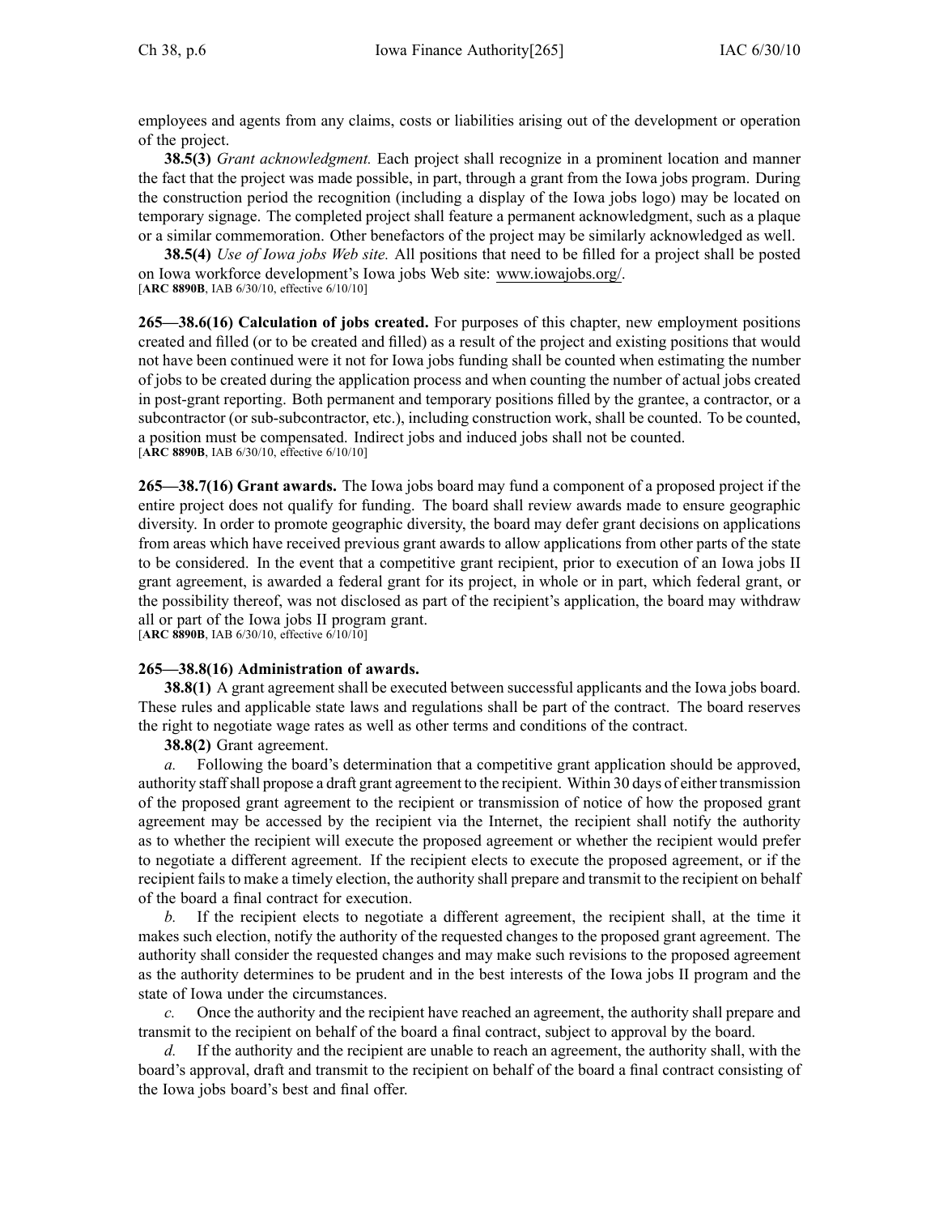employees and agents from any claims, costs or liabilities arising out of the development or operation of the project.

**38.5(3)** *Grant acknowledgment.* Each project shall recognize in a prominent location and manner the fact that the project was made possible, in part, through a grant from the Iowa jobs program. During the construction period the recognition (including a display of the Iowa jobs logo) may be located on temporary signage. The completed project shall feature a permanent acknowledgment, such as a plaque or a similar commemoration. Other benefactors of the project may be similarly acknowledged as well.

**38.5(4)** *Use of Iowa jobs Web site.* All positions that need to be filled for a project shall be posted on Iowa workforce development's Iowa jobs Web site: www.iowajobs.org/.
[**ARC 8890B**, IAB 6/30/10, effective 6/10/10]

**265—38.6(16) Calculation of jobs created.** For purposes of this chapter, new employment positions created and filled (or to be created and filled) as a result of the project and existing positions that would not have been continued were it not for Iowa jobs funding shall be counted when estimating the number of jobs to be created during the application process and when counting the number of actual jobs created in post-grant reporting. Both permanent and temporary positions filled by the grantee, a contractor, or a subcontractor (or sub-subcontractor, etc.), including construction work, shall be counted. To be counted, a position must be compensated. Indirect jobs and induced jobs shall not be counted.
[**ARC 8890B**, IAB 6/30/10, effective 6/10/10]

**265—38.7(16) Grant awards.** The Iowa jobs board may fund a component of a proposed project if the entire project does not qualify for funding. The board shall review awards made to ensure geographic diversity. In order to promote geographic diversity, the board may defer grant decisions on applications from areas which have received previous grant awards to allow applications from other parts of the state to be considered. In the event that a competitive grant recipient, prior to execution of an Iowa jobs II grant agreement, is awarded a federal grant for its project, in whole or in part, which federal grant, or the possibility thereof, was not disclosed as part of the recipient's application, the board may withdraw all or part of the Iowa jobs II program grant.
[**ARC 8890B**, IAB 6/30/10, effective 6/10/10]

**265—38.8(16) Administration of awards.**

**38.8(1)** A grant agreement shall be executed between successful applicants and the Iowa jobs board. These rules and applicable state laws and regulations shall be part of the contract. The board reserves the right to negotiate wage rates as well as other terms and conditions of the contract.

**38.8(2)** Grant agreement.

*a.* Following the board's determination that a competitive grant application should be approved, authority staff shall propose a draft grant agreement to the recipient. Within 30 days of either transmission of the proposed grant agreement to the recipient or transmission of notice of how the proposed grant agreement may be accessed by the recipient via the Internet, the recipient shall notify the authority as to whether the recipient will execute the proposed agreement or whether the recipient would prefer to negotiate a different agreement. If the recipient elects to execute the proposed agreement, or if the recipient fails to make a timely election, the authority shall prepare and transmit to the recipient on behalf of the board a final contract for execution.

*b.* If the recipient elects to negotiate a different agreement, the recipient shall, at the time it makes such election, notify the authority of the requested changes to the proposed grant agreement. The authority shall consider the requested changes and may make such revisions to the proposed agreement as the authority determines to be prudent and in the best interests of the Iowa jobs II program and the state of Iowa under the circumstances.

*c.* Once the authority and the recipient have reached an agreement, the authority shall prepare and transmit to the recipient on behalf of the board a final contract, subject to approval by the board.

*d.* If the authority and the recipient are unable to reach an agreement, the authority shall, with the board's approval, draft and transmit to the recipient on behalf of the board a final contract consisting of the Iowa jobs board's best and final offer.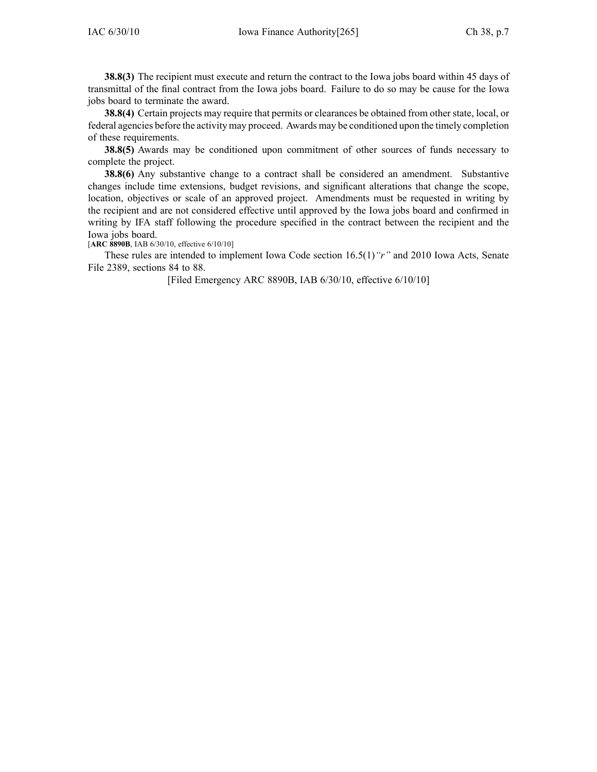**38.8(3)** The recipient must execute and return the contract to the Iowa jobs board within 45 days of transmittal of the final contract from the Iowa jobs board. Failure to do so may be cause for the Iowa jobs board to terminate the award.

**38.8(4)** Certain projects may require that permits or clearances be obtained from other state, local, or federal agencies before the activity may proceed. Awards may be conditioned upon the timely completion of these requirements.

**38.8(5)** Awards may be conditioned upon commitment of other sources of funds necessary to complete the project.

**38.8(6)** Any substantive change to a contract shall be considered an amendment. Substantive changes include time extensions, budget revisions, and significant alterations that change the scope, location, objectives or scale of an approved project. Amendments must be requested in writing by the recipient and are not considered effective until approved by the Iowa jobs board and confirmed in writing by IFA staff following the procedure specified in the contract between the recipient and the Iowa jobs board.

[**ARC 8890B**, IAB 6/30/10, effective 6/10/10]

These rules are intended to implement Iowa Code section 16.5(1)*"r"* and 2010 Iowa Acts, Senate File 2389, sections 84 to 88.

[Filed Emergency ARC 8890B, IAB 6/30/10, effective 6/10/10]